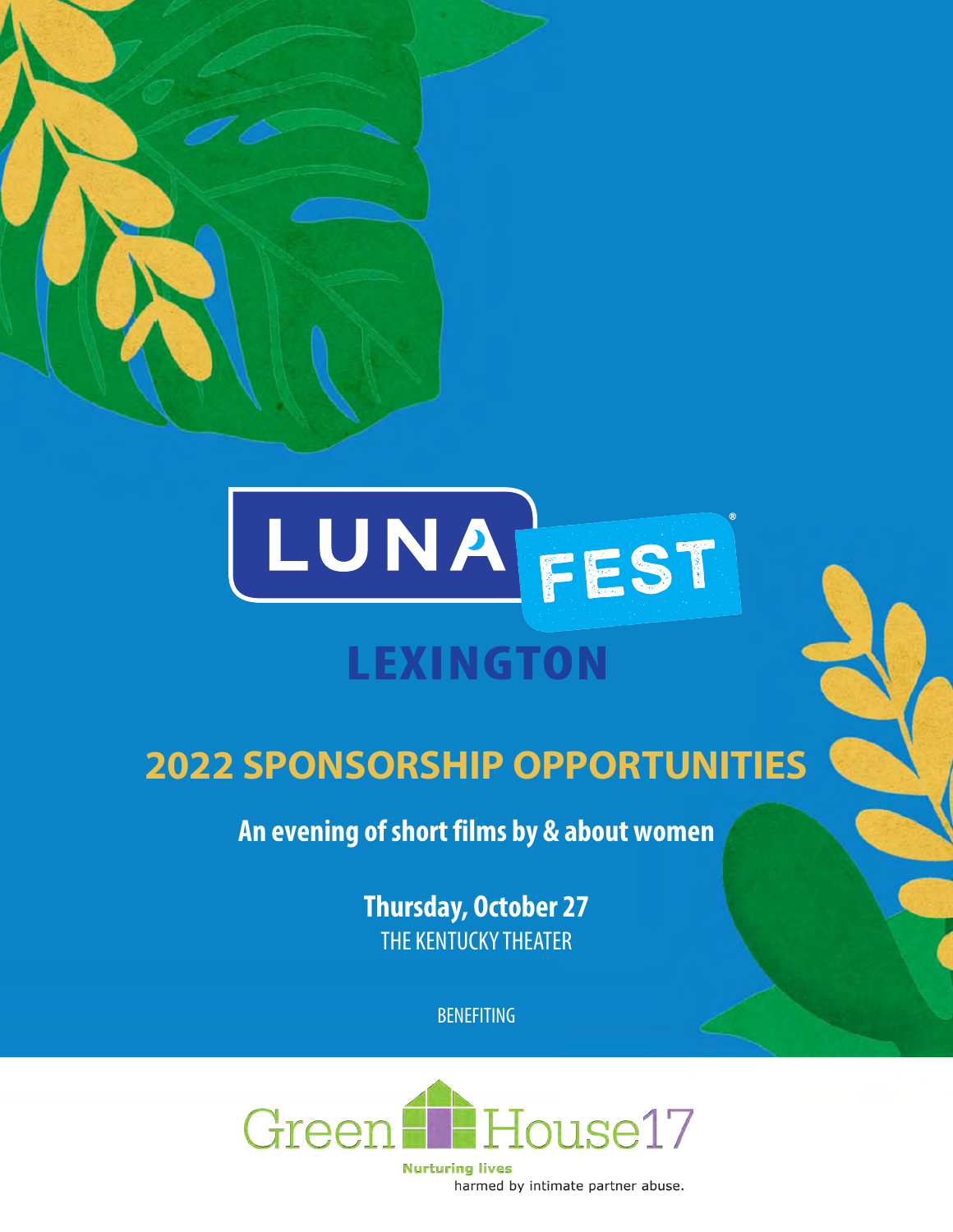# LUNA FEST®

## LEXINGTON

## 2022 SPONSORSHIP OPPORTUNITIES

**An evening of short films by & about women**

**Thursday, October 27**
THE KENTUCKY THEATER

BENEFITING

GreenHouse17

**Nurturing lives** harmed by intimate partner abuse.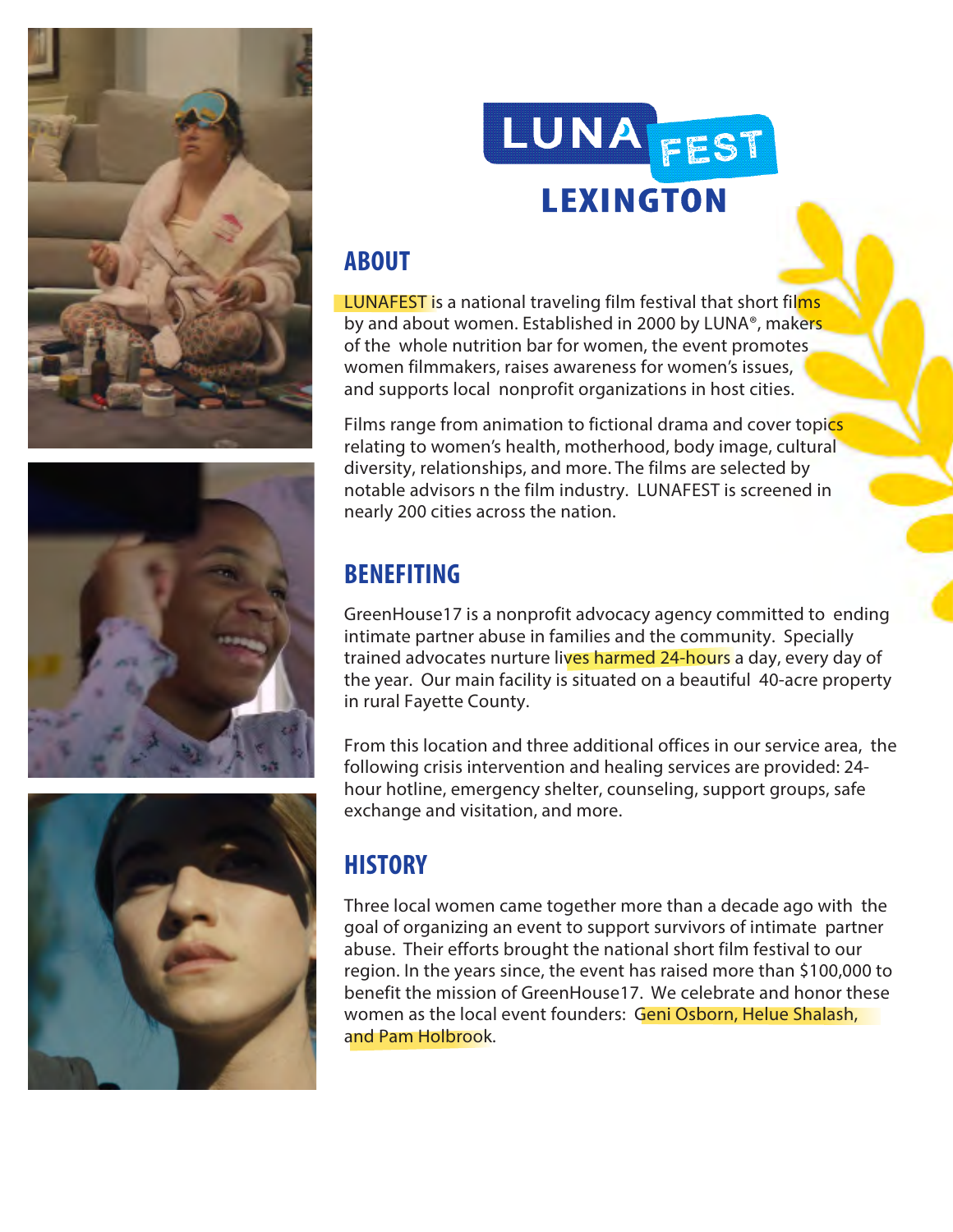# LUNA FEST LEXINGTON

## ABOUT

LUNAFEST is a national traveling film festival that short films by and about women. Established in 2000 by LUNA®, makers of the whole nutrition bar for women, the event promotes women filmmakers, raises awareness for women's issues, and supports local nonprofit organizations in host cities.

Films range from animation to fictional drama and cover topics relating to women's health, motherhood, body image, cultural diversity, relationships, and more. The films are selected by notable advisors n the film industry. LUNAFEST is screened in nearly 200 cities across the nation.

## BENEFITING

GreenHouse17 is a nonprofit advocacy agency committed to ending intimate partner abuse in families and the community. Specially trained advocates nurture lives harmed 24-hours a day, every day of the year. Our main facility is situated on a beautiful 40-acre property in rural Fayette County.

From this location and three additional offices in our service area, the following crisis intervention and healing services are provided: 24-hour hotline, emergency shelter, counseling, support groups, safe exchange and visitation, and more.

## HISTORY

Three local women came together more than a decade ago with the goal of organizing an event to support survivors of intimate partner abuse. Their efforts brought the national short film festival to our region. In the years since, the event has raised more than $100,000 to benefit the mission of GreenHouse17. We celebrate and honor these women as the local event founders: Geni Osborn, Helue Shalash, and Pam Holbrook.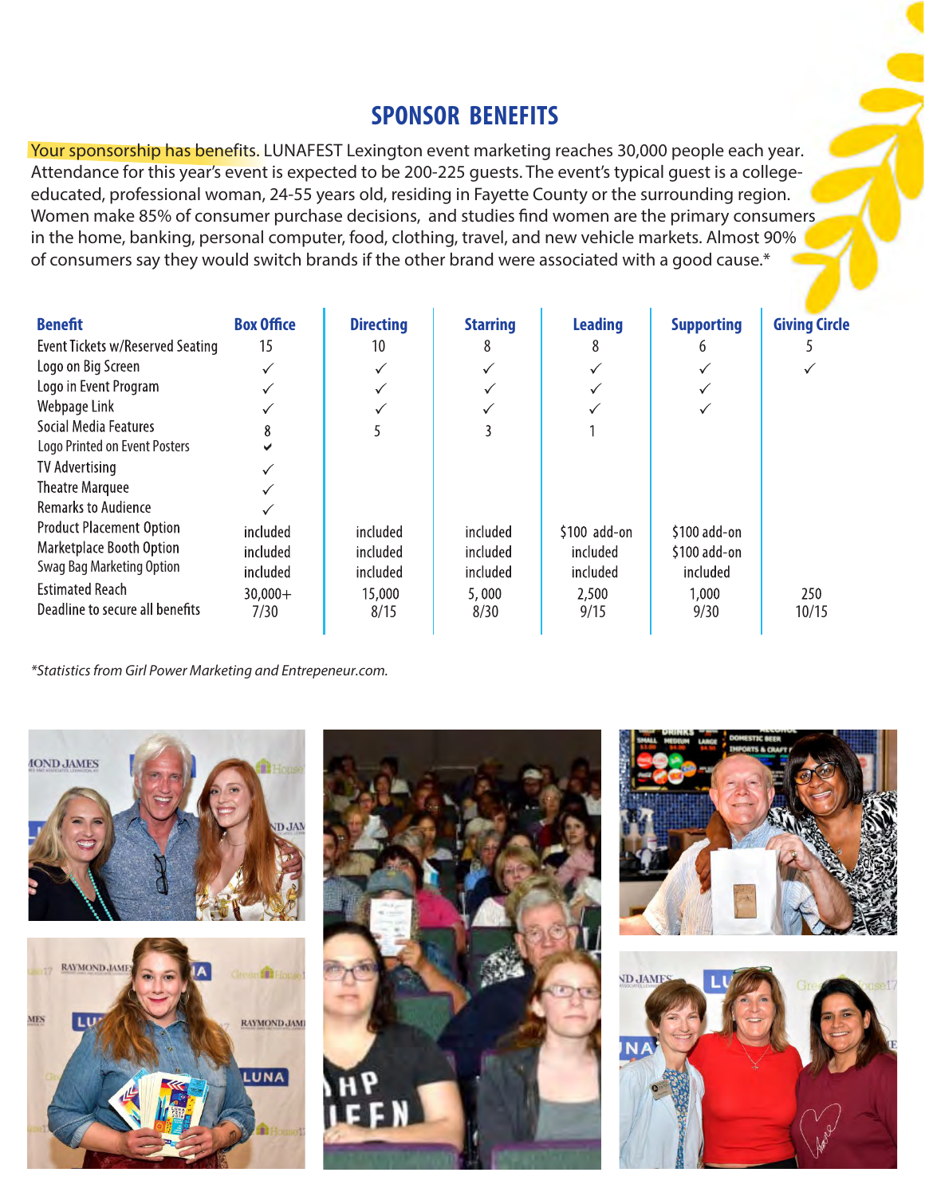## SPONSOR BENEFITS

Your sponsorship has benefits. LUNAFEST Lexington event marketing reaches 30,000 people each year. Attendance for this year's event is expected to be 200-225 guests. The event's typical guest is a college-educated, professional woman, 24-55 years old, residing in Fayette County or the surrounding region. Women make 85% of consumer purchase decisions, and studies find women are the primary consumers in the home, banking, personal computer, food, clothing, travel, and new vehicle markets. Almost 90% of consumers say they would switch brands if the other brand were associated with a good cause.*

| Benefit | Box Office | Directing | Starring | Leading | Supporting | Giving Circle |
|---|---|---|---|---|---|---|
| Event Tickets w/Reserved Seating | 15 | 10 | 8 | 8 | 6 | 5 |
| Logo on Big Screen | ✓ | ✓ | ✓ | ✓ | ✓ | ✓ |
| Logo in Event Program | ✓ | ✓ | ✓ | ✓ | ✓ | |
| Webpage Link | ✓ | ✓ | ✓ | ✓ | ✓ | |
| Social Media Features | 8 | 5 | 3 | 1 | | |
| Logo Printed on Event Posters | ✓ | | | | | |
| TV Advertising | ✓ | | | | | |
| Theatre Marquee | ✓ | | | | | |
| Remarks to Audience | ✓ | | | | | |
| Product Placement Option | included | included | included | $100 add-on | $100 add-on | |
| Marketplace Booth Option | included | included | included | included | $100 add-on | |
| Swag Bag Marketing Option | included | included | included | included | included | |
| Estimated Reach | 30,000+ | 15,000 | 5, 000 | 2,500 | 1,000 | 250 |
| Deadline to secure all benefits | 7/30 | 8/15 | 8/30 | 9/15 | 9/30 | 10/15 |

*\*Statistics from Girl Power Marketing and Entrepeneur.com.*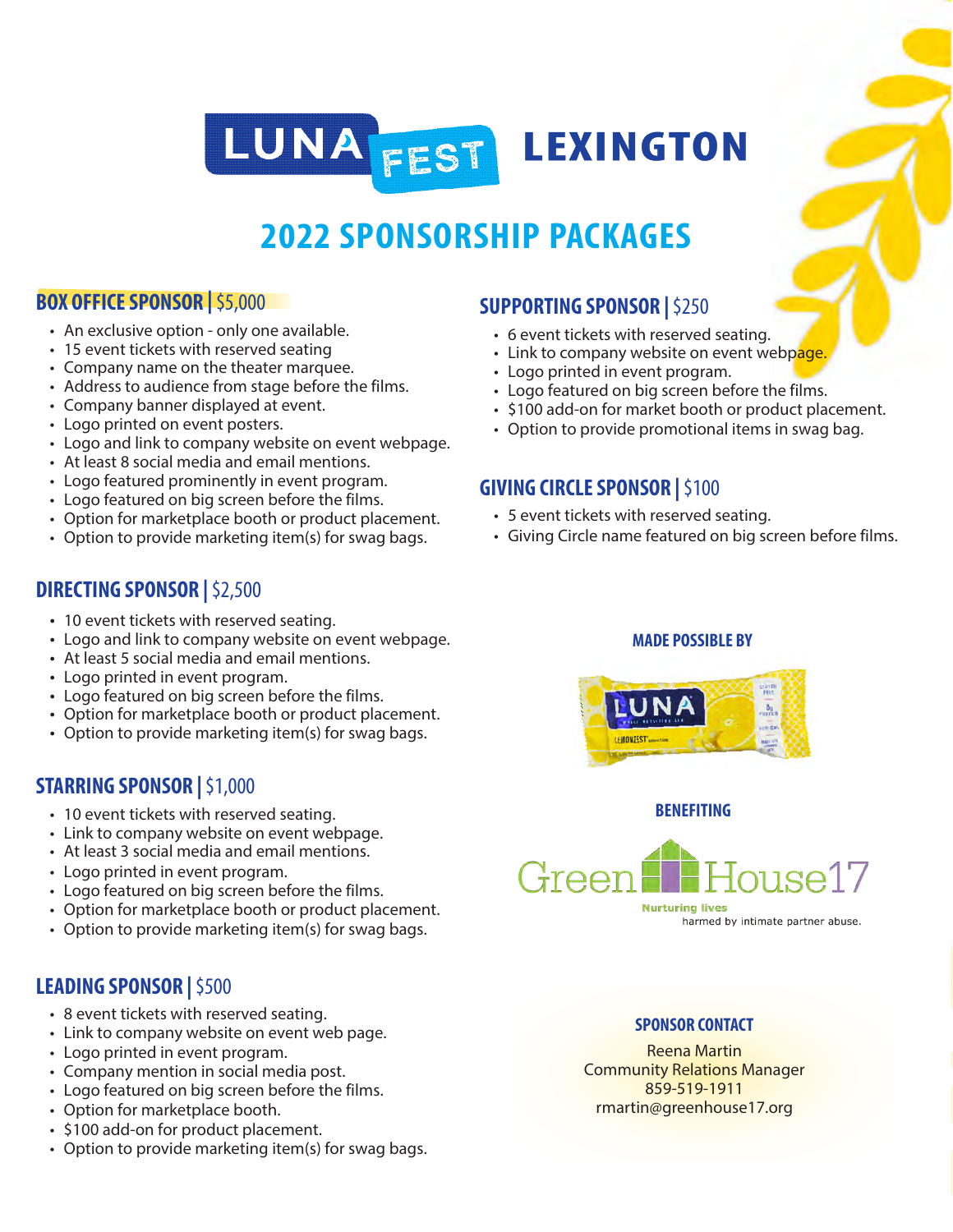# LUNAFEST LEXINGTON

## 2022 SPONSORSHIP PACKAGES

### BOX OFFICE SPONSOR | $5,000

- An exclusive option - only one available.
- 15 event tickets with reserved seating
- Company name on the theater marquee.
- Address to audience from stage before the films.
- Company banner displayed at event.
- Logo printed on event posters.
- Logo and link to company website on event webpage.
- At least 8 social media and email mentions.
- Logo featured prominently in event program.
- Logo featured on big screen before the films.
- Option for marketplace booth or product placement.
- Option to provide marketing item(s) for swag bags.

### DIRECTING SPONSOR | $2,500

- 10 event tickets with reserved seating.
- Logo and link to company website on event webpage.
- At least 5 social media and email mentions.
- Logo printed in event program.
- Logo featured on big screen before the films.
- Option for marketplace booth or product placement.
- Option to provide marketing item(s) for swag bags.

### STARRING SPONSOR | $1,000

- 10 event tickets with reserved seating.
- Link to company website on event webpage.
- At least 3 social media and email mentions.
- Logo printed in event program.
- Logo featured on big screen before the films.
- Option for marketplace booth or product placement.
- Option to provide marketing item(s) for swag bags.

### LEADING SPONSOR | $500

- 8 event tickets with reserved seating.
- Link to company website on event web page.
- Logo printed in event program.
- Company mention in social media post.
- Logo featured on big screen before the films.
- Option for marketplace booth.
- $100 add-on for product placement.
- Option to provide marketing item(s) for swag bags.

### SUPPORTING SPONSOR | $250

- 6 event tickets with reserved seating.
- Link to company website on event webpage.
- Logo printed in event program.
- Logo featured on big screen before the films.
- $100 add-on for market booth or product placement.
- Option to provide promotional items in swag bag.

### GIVING CIRCLE SPONSOR | $100

- 5 event tickets with reserved seating.
- Giving Circle name featured on big screen before films.

**MADE POSSIBLE BY**

LUNA

**BENEFITING**

GreenHouse17

Nurturing lives harmed by intimate partner abuse.

**SPONSOR CONTACT**

Reena Martin
Community Relations Manager
859-519-1911
rmartin@greenhouse17.org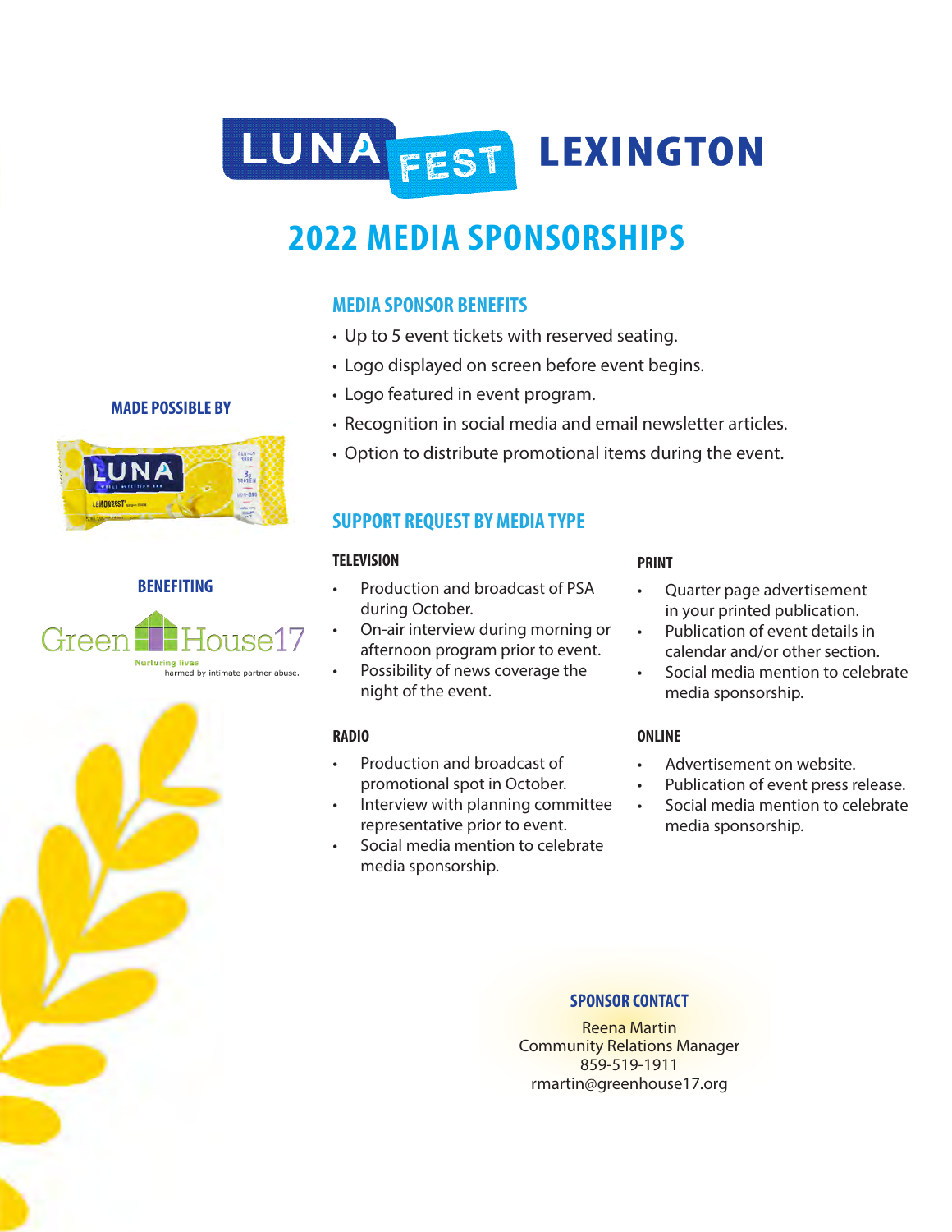# LUNA FEST LEXINGTON

## 2022 MEDIA SPONSORSHIPS

### MEDIA SPONSOR BENEFITS

- Up to 5 event tickets with reserved seating.
- Logo displayed on screen before event begins.
- Logo featured in event program.
- Recognition in social media and email newsletter articles.
- Option to distribute promotional items during the event.

**MADE POSSIBLE BY**

**BENEFITING**

GreenHouse17

Nurturing lives harmed by intimate partner abuse.

### SUPPORT REQUEST BY MEDIA TYPE

#### TELEVISION

- Production and broadcast of PSA during October.
- On-air interview during morning or afternoon program prior to event.
- Possibility of news coverage the night of the event.

#### RADIO

- Production and broadcast of promotional spot in October.
- Interview with planning committee representative prior to event.
- Social media mention to celebrate media sponsorship.

#### PRINT

- Quarter page advertisement in your printed publication.
- Publication of event details in calendar and/or other section.
- Social media mention to celebrate media sponsorship.

#### ONLINE

- Advertisement on website.
- Publication of event press release.
- Social media mention to celebrate media sponsorship.

**SPONSOR CONTACT**

Reena Martin
Community Relations Manager
859-519-1911
rmartin@greenhouse17.org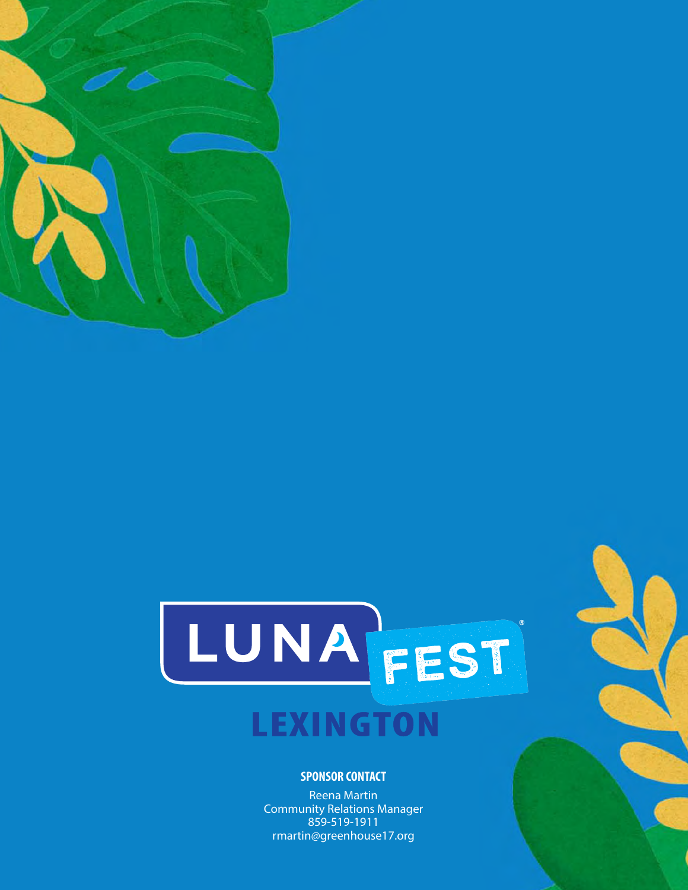LUNA FEST®

# LEXINGTON

**SPONSOR CONTACT**

Reena Martin
Community Relations Manager
859-519-1911
rmartin@greenhouse17.org